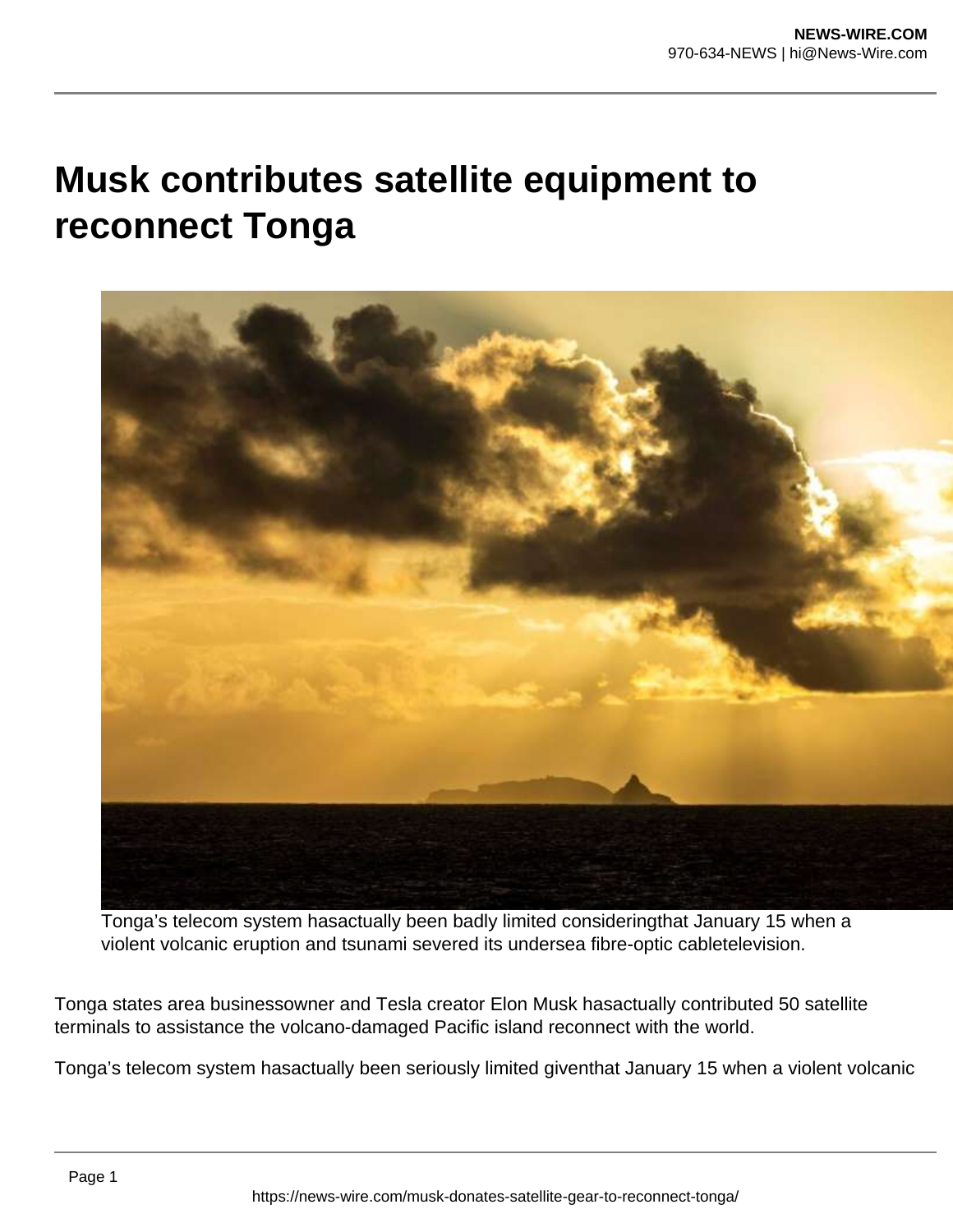# Musk contributes satellite equipment to reconnect Tonga

Tonga's telecom system hasactually been badly limited consideringthat January 15 when a violent volcanic eruption and tsunami severed its undersea fibre-optic cabletelevision.

Tonga states area businessowner and Tesla creator Elon Musk hasactually contributed 50 satellite terminals to assistance the volcano-damaged Pacific island reconnect with the world.

Tonga's telecom system hasactually been seriously limited giventhat January 15 when a violent volcanic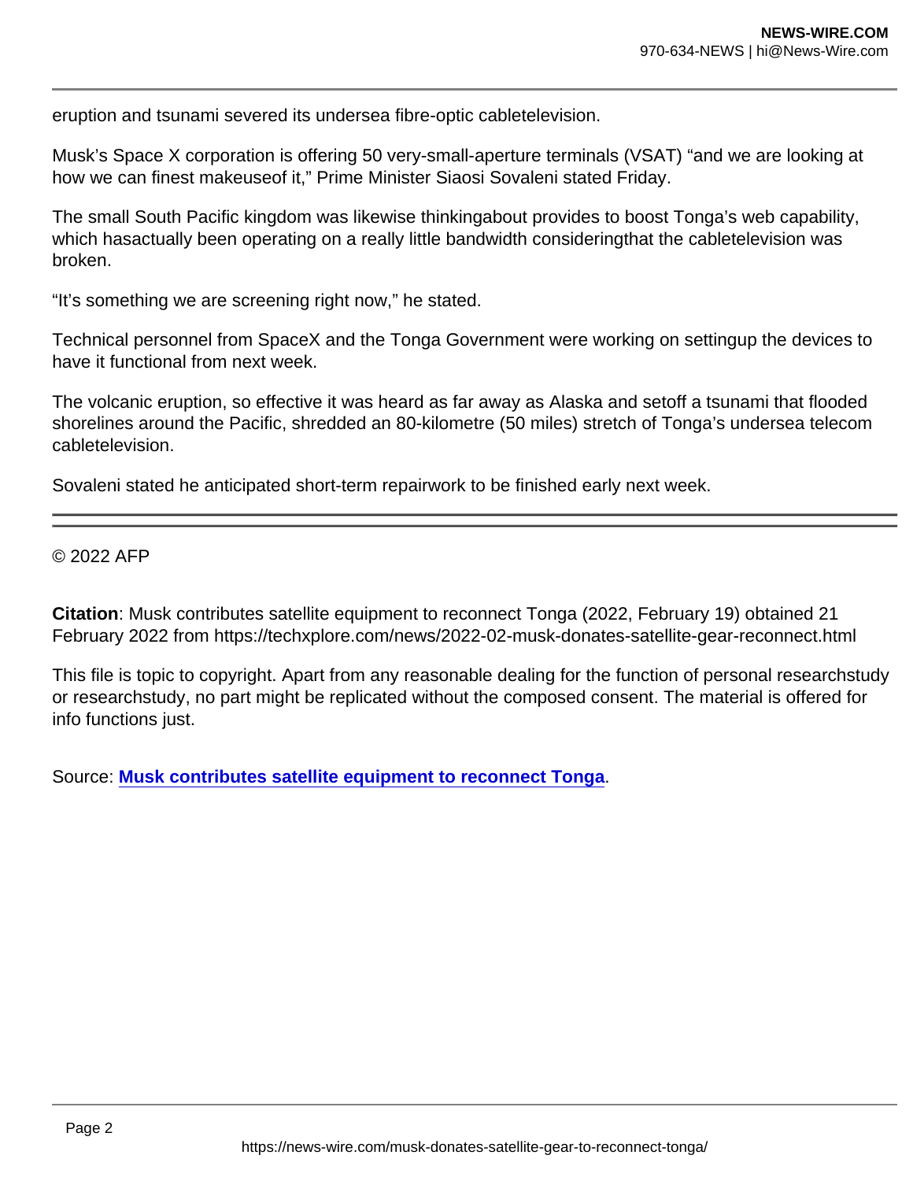eruption and tsunami severed its undersea fibre-optic cabletelevision.

Musk's Space X corporation is offering 50 very-small-aperture terminals (VSAT) "and we are looking at how we can finest makeuseof it," Prime Minister Siaosi Sovaleni stated Friday.

The small South Pacific kingdom was likewise thinkingabout provides to boost Tonga's web capability, which hasactually been operating on a really little bandwidth consideringthat the cabletelevision was broken.

"It's something we are screening right now," he stated.

Technical personnel from SpaceX and the Tonga Government were working on settingup the devices to have it functional from next week.

The volcanic eruption, so effective it was heard as far away as Alaska and setoff a tsunami that flooded shorelines around the Pacific, shredded an 80-kilometre (50 miles) stretch of Tonga's undersea telecom cabletelevision.

Sovaleni stated he anticipated short-term repairwork to be finished early next week.

---

© 2022 AFP

**Citation**: Musk contributes satellite equipment to reconnect Tonga (2022, February 19) obtained 21 February 2022 from https://techxplore.com/news/2022-02-musk-donates-satellite-gear-reconnect.html

This file is topic to copyright. Apart from any reasonable dealing for the function of personal researchstudy or researchstudy, no part might be replicated without the composed consent. The material is offered for info functions just.

Source: **[Musk contributes satellite equipment to reconnect Tonga](https://news-wire.com/musk-donates-satellite-gear-to-reconnect-tonga/)**.